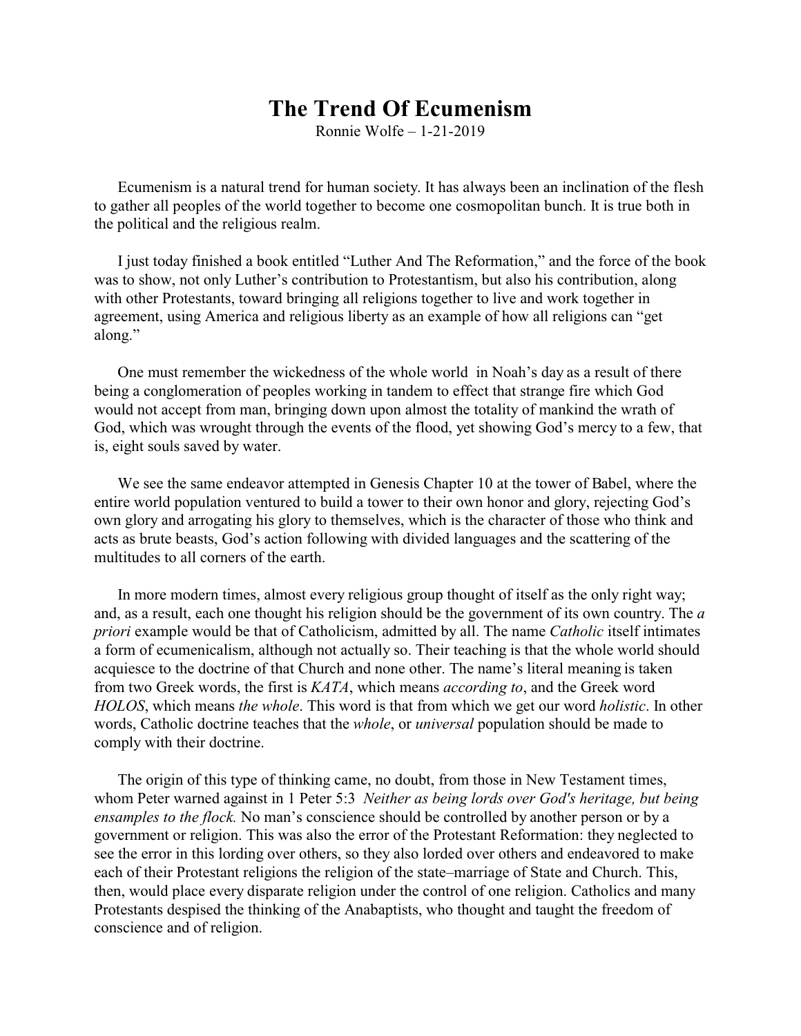# The Trend Of Ecumenism

Ronnie Wolfe – 1-21-2019

Ecumenism is a natural trend for human society. It has always been an inclination of the flesh to gather all peoples of the world together to become one cosmopolitan bunch. It is true both in the political and the religious realm.

I just today finished a book entitled "Luther And The Reformation," and the force of the book was to show, not only Luther's contribution to Protestantism, but also his contribution, along with other Protestants, toward bringing all religions together to live and work together in agreement, using America and religious liberty as an example of how all religions can "get along."

One must remember the wickedness of the whole world in Noah's day as a result of there being a conglomeration of peoples working in tandem to effect that strange fire which God would not accept from man, bringing down upon almost the totality of mankind the wrath of God, which was wrought through the events of the flood, yet showing God's mercy to a few, that is, eight souls saved by water.

We see the same endeavor attempted in Genesis Chapter 10 at the tower of Babel, where the entire world population ventured to build a tower to their own honor and glory, rejecting God's own glory and arrogating his glory to themselves, which is the character of those who think and acts as brute beasts, God's action following with divided languages and the scattering of the multitudes to all corners of the earth.

In more modern times, almost every religious group thought of itself as the only right way; and, as a result, each one thought his religion should be the government of its own country. The *a priori* example would be that of Catholicism, admitted by all. The name *Catholic* itself intimates a form of ecumenicalism, although not actually so. Their teaching is that the whole world should acquiesce to the doctrine of that Church and none other. The name's literal meaning is taken from two Greek words, the first is *KATA*, which means *according to*, and the Greek word *HOLOS*, which means *the whole*. This word is that from which we get our word *holistic*. In other words, Catholic doctrine teaches that the *whole*, or *universal* population should be made to comply with their doctrine.

The origin of this type of thinking came, no doubt, from those in New Testament times, whom Peter warned against in 1 Peter 5:3 *Neither as being lords over God's heritage, but being ensamples to the flock.* No man's conscience should be controlled by another person or by a government or religion. This was also the error of the Protestant Reformation: they neglected to see the error in this lording over others, so they also lorded over others and endeavored to make each of their Protestant religions the religion of the state–marriage of State and Church. This, then, would place every disparate religion under the control of one religion. Catholics and many Protestants despised the thinking of the Anabaptists, who thought and taught the freedom of conscience and of religion.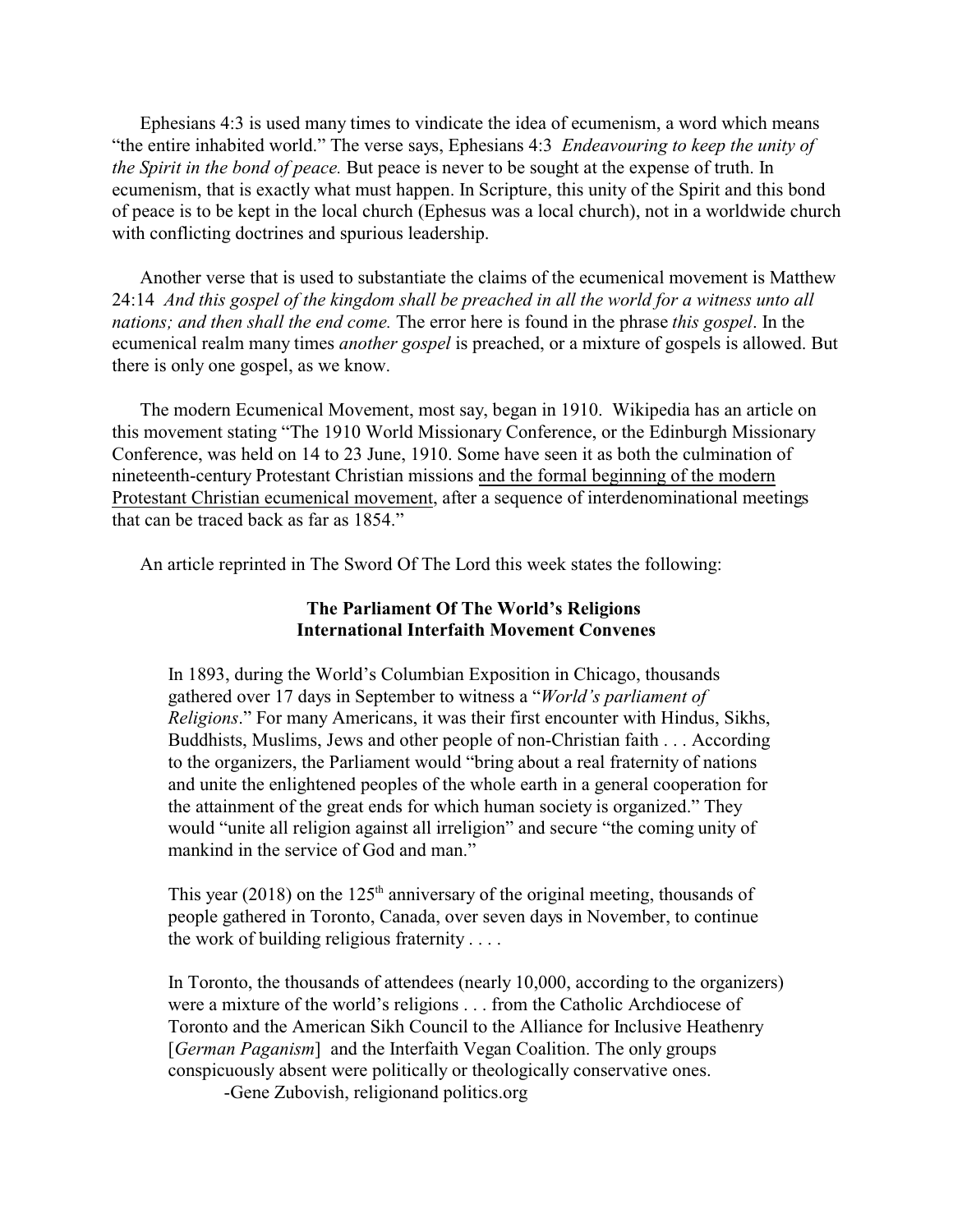Ephesians 4:3 is used many times to vindicate the idea of ecumenism, a word which means "the entire inhabited world." The verse says, Ephesians 4:3 *Endeavouring to keep the unity of the Spirit in the bond of peace.* But peace is never to be sought at the expense of truth. In ecumenism, that is exactly what must happen. In Scripture, this unity of the Spirit and this bond of peace is to be kept in the local church (Ephesus was a local church), not in a worldwide church with conflicting doctrines and spurious leadership.

Another verse that is used to substantiate the claims of the ecumenical movement is Matthew 24:14 *And this gospel of the kingdom shall be preached in all the world for a witness unto all nations; and then shall the end come.* The error here is found in the phrase *this gospel*. In the ecumenical realm many times *another gospel* is preached, or a mixture of gospels is allowed. But there is only one gospel, as we know.

The modern Ecumenical Movement, most say, began in 1910. Wikipedia has an article on this movement stating "The 1910 World Missionary Conference, or the Edinburgh Missionary Conference, was held on 14 to 23 June, 1910. Some have seen it as both the culmination of nineteenth-century Protestant Christian missions <u>and the formal beginning of the modern Protestant Christian ecumenical movement</u>, after a sequence of interdenominational meetings that can be traced back as far as 1854."

An article reprinted in The Sword Of The Lord this week states the following:

> **The Parliament Of The World's Religions**
> **International Interfaith Movement Convenes**
>
> In 1893, during the World's Columbian Exposition in Chicago, thousands gathered over 17 days in September to witness a "*World's parliament of Religions*." For many Americans, it was their first encounter with Hindus, Sikhs, Buddhists, Muslims, Jews and other people of non-Christian faith . . . According to the organizers, the Parliament would "bring about a real fraternity of nations and unite the enlightened peoples of the whole earth in a general cooperation for the attainment of the great ends for which human society is organized." They would "unite all religion against all irreligion" and secure "the coming unity of mankind in the service of God and man."
>
> This year (2018) on the 125th anniversary of the original meeting, thousands of people gathered in Toronto, Canada, over seven days in November, to continue the work of building religious fraternity . . . .
>
> In Toronto, the thousands of attendees (nearly 10,000, according to the organizers) were a mixture of the world's religions . . . from the Catholic Archdiocese of Toronto and the American Sikh Council to the Alliance for Inclusive Heathenry [*German Paganism*] and the Interfaith Vegan Coalition. The only groups conspicuously absent were politically or theologically conservative ones.
>
> -Gene Zubovish, religionand politics.org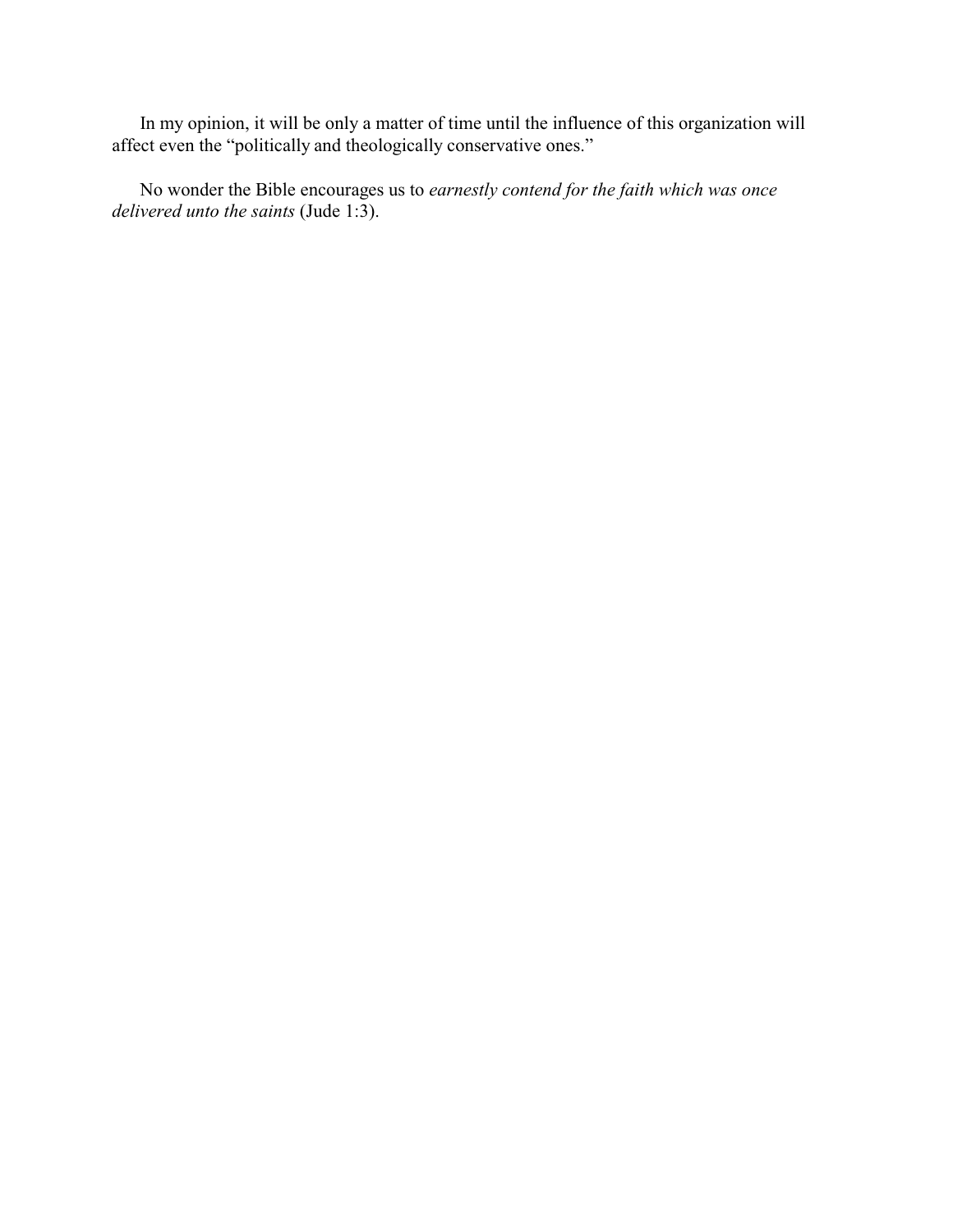In my opinion, it will be only a matter of time until the influence of this organization will affect even the "politically and theologically conservative ones."

No wonder the Bible encourages us to *earnestly contend for the faith which was once delivered unto the saints* (Jude 1:3).